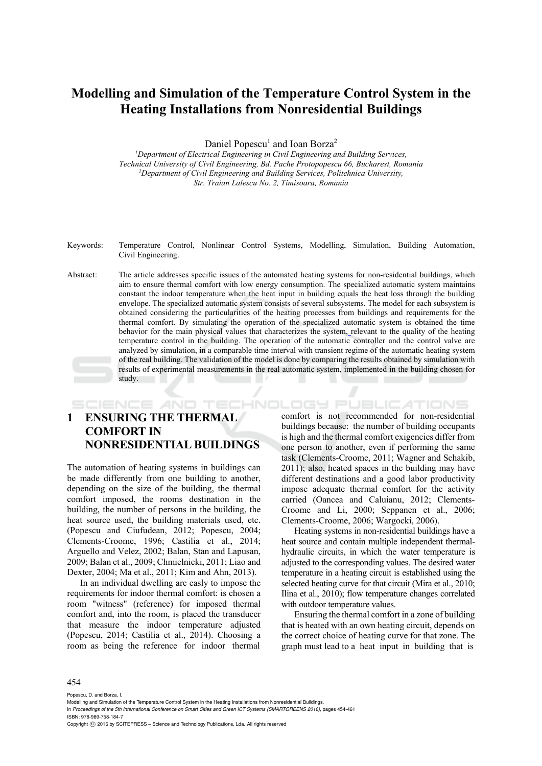# Modelling and Simulation of the Temperature Control System in the Heating Installations from Nonresidential Buildings

Daniel Popescu[1] and Ioan Borza[2]

[1]*Department of Electrical Engineering in Civil Engineering and Building Services, Technical University of Civil Engineering, Bd. Pache Protopopescu 66, Bucharest, Romania*
[2]*Department of Civil Engineering and Building Services, Politehnica University, Str. Traian Lalescu No. 2, Timisoara, Romania*

Keywords: Temperature Control, Nonlinear Control Systems, Modelling, Simulation, Building Automation, Civil Engineering.

Abstract: The article addresses specific issues of the automated heating systems for non-residential buildings, which aim to ensure thermal comfort with low energy consumption. The specialized automatic system maintains constant the indoor temperature when the heat input in building equals the heat loss through the building envelope. The specialized automatic system consists of several subsystems. The model for each subsystem is obtained considering the particularities of the heating processes from buildings and requirements for the thermal comfort. By simulating the operation of the specialized automatic system is obtained the time behavior for the main physical values that characterizes the system, relevant to the quality of the heating temperature control in the building. The operation of the automatic controller and the control valve are analyzed by simulation, in a comparable time interval with transient regime of the automatic heating system of the real building. The validation of the model is done by comparing the results obtained by simulation with results of experimental measurements in the real automatic system, implemented in the building chosen for study.

## 1 ENSURING THE THERMAL COMFORT IN NONRESIDENTIAL BUILDINGS

The automation of heating systems in buildings can be made differently from one building to another, depending on the size of the building, the thermal comfort imposed, the rooms destination in the building, the number of persons in the building, the heat source used, the building materials used, etc. (Popescu and Ciufudean, 2012; Popescu, 2004; Clements-Croome, 1996; Castilia et al., 2014; Arguello and Velez, 2002; Balan, Stan and Lapusan, 2009; Balan et al., 2009; Chmielnicki, 2011; Liao and Dexter, 2004; Ma et al., 2011; Kim and Ahn, 2013).

In an individual dwelling are easly to impose the requirements for indoor thermal comfort: is chosen a room "witness" (reference) for imposed thermal comfort and, into the room, is placed the transducer that measure the indoor temperature adjusted (Popescu, 2014; Castilia et al., 2014). Choosing a room as being the reference for indoor thermal comfort is not recommended for non-residential buildings because: the number of building occupants is high and the thermal comfort exigencies differ from one person to another, even if performing the same task (Clements-Croome, 2011; Wagner and Schakib, 2011); also, heated spaces in the building may have different destinations and a good labor productivity impose adequate thermal comfort for the activity carried (Oancea and Caluianu, 2012; Clements-Croome and Li, 2000; Seppanen et al., 2006; Clements-Croome, 2006; Wargocki, 2006).

Heating systems in non-residential buildings have a heat source and contain multiple independent thermal-hydraulic circuits, in which the water temperature is adjusted to the corresponding values. The desired water temperature in a heating circuit is established using the selected heating curve for that circuit (Mira et al., 2010; Ilina et al., 2010); flow temperature changes correlated with outdoor temperature values.

Ensuring the thermal comfort in a zone of building that is heated with an own heating circuit, depends on the correct choice of heating curve for that zone. The graph must lead to a heat input in building that is

Popescu, D. and Borza, I.
Modelling and Simulation of the Temperature Control System in the Heating Installations from Nonresidential Buildings.
In *Proceedings of the 5th International Conference on Smart Cities and Green ICT Systems (SMARTGREENS 2016)*, pages 454-461
ISBN: 978-989-758-184-7
Copyright © 2016 by SCITEPRESS – Science and Technology Publications, Lda. All rights reserved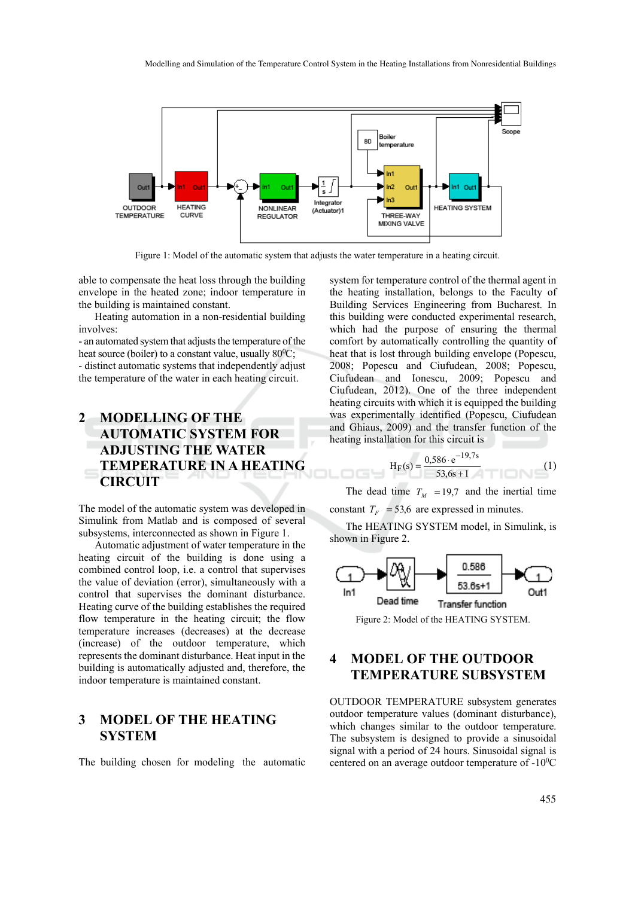Figure 1: Model of the automatic system that adjusts the water temperature in a heating circuit.

able to compensate the heat loss through the building envelope in the heated zone; indoor temperature in the building is maintained constant.

Heating automation in a non-residential building involves:

- an automated system that adjusts the temperature of the heat source (boiler) to a constant value, usually $80^0$C;
- distinct automatic systems that independently adjust the temperature of the water in each heating circuit.

## 2 MODELLING OF THE AUTOMATIC SYSTEM FOR ADJUSTING THE WATER TEMPERATURE IN A HEATING CIRCUIT

The model of the automatic system was developed in Simulink from Matlab and is composed of several subsystems, interconnected as shown in Figure 1.

Automatic adjustment of water temperature in the heating circuit of the building is done using a combined control loop, i.e. a control that supervises the value of deviation (error), simultaneously with a control that supervises the dominant disturbance. Heating curve of the building establishes the required flow temperature in the heating circuit; the flow temperature increases (decreases) at the decrease (increase) of the outdoor temperature, which represents the dominant disturbance. Heat input in the building is automatically adjusted and, therefore, the indoor temperature is maintained constant.

## 3 MODEL OF THE HEATING SYSTEM

The building chosen for modeling the automatic system for temperature control of the thermal agent in the heating installation, belongs to the Faculty of Building Services Engineering from Bucharest. In this building were conducted experimental research, which had the purpose of ensuring the thermal comfort by automatically controlling the quantity of heat that is lost through building envelope (Popescu, 2008; Popescu and Ciufudean, 2008; Popescu, Ciufudean and Ionescu, 2009; Popescu and Ciufudean, 2012). One of the three independent heating circuits with which it is equipped the building was experimentally identified (Popescu, Ciufudean and Ghiaus, 2009) and the transfer function of the heating installation for this circuit is

$$H_F(s) = \frac{0{,}586 \cdot e^{-19{,}7s}}{53{,}6s+1} \qquad (1)$$

The dead time $T_M = 19{,}7$ and the inertial time constant $T_F = 53{,}6$ are expressed in minutes.

The HEATING SYSTEM model, in Simulink, is shown in Figure 2.

Figure 2: Model of the HEATING SYSTEM.

## 4 MODEL OF THE OUTDOOR TEMPERATURE SUBSYSTEM

OUTDOOR TEMPERATURE subsystem generates outdoor temperature values (dominant disturbance), which changes similar to the outdoor temperature. The subsystem is designed to provide a sinusoidal signal with a period of 24 hours. Sinusoidal signal is centered on an average outdoor temperature of $-10^0$C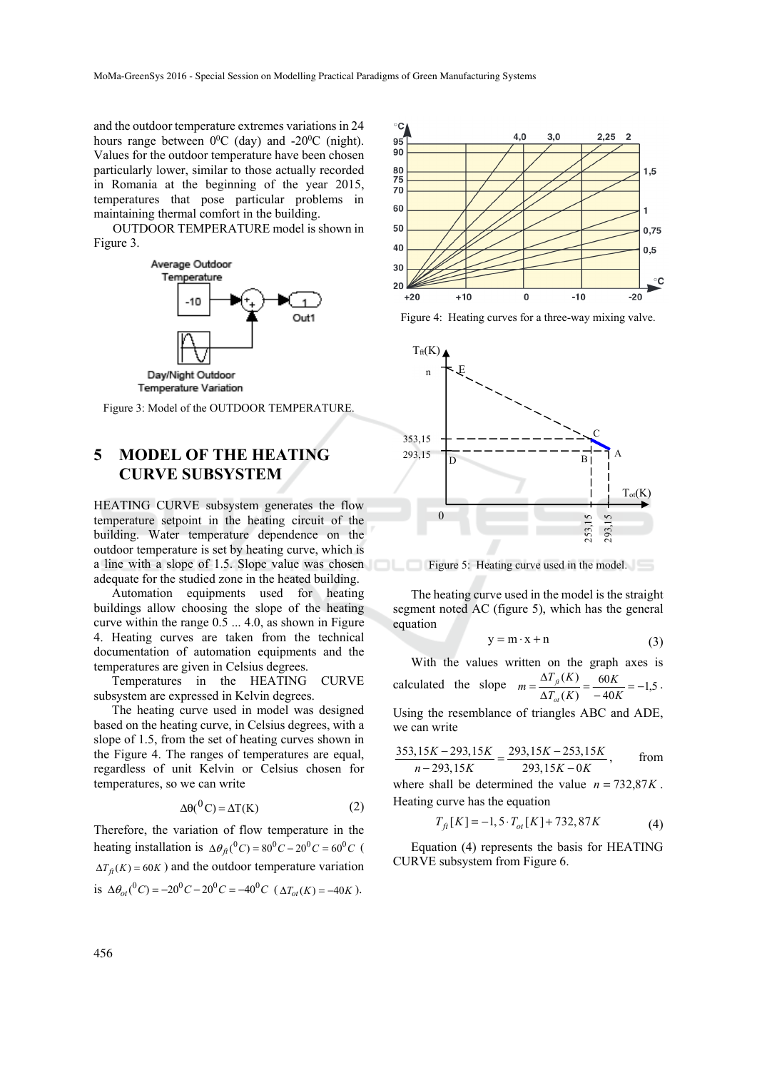and the outdoor temperature extremes variations in 24 hours range between $0^0$C (day) and $-20^0$C (night). Values for the outdoor temperature have been chosen particularly lower, similar to those actually recorded in Romania at the beginning of the year 2015, temperatures that pose particular problems in maintaining thermal comfort in the building.

OUTDOOR TEMPERATURE model is shown in Figure 3.

Figure 3: Model of the OUTDOOR TEMPERATURE.

## 5 MODEL OF THE HEATING CURVE SUBSYSTEM

HEATING CURVE subsystem generates the flow temperature setpoint in the heating circuit of the building. Water temperature dependence on the outdoor temperature is set by heating curve, which is a line with a slope of 1.5. Slope value was chosen adequate for the studied zone in the heated building.

Automation equipments used for heating buildings allow choosing the slope of the heating curve within the range 0.5 ... 4.0, as shown in Figure 4. Heating curves are taken from the technical documentation of automation equipments and the temperatures are given in Celsius degrees.

Temperatures in the HEATING CURVE subsystem are expressed in Kelvin degrees.

The heating curve used in model was designed based on the heating curve, in Celsius degrees, with a slope of 1.5, from the set of heating curves shown in the Figure 4. The ranges of temperatures are equal, regardless of unit Kelvin or Celsius chosen for temperatures, so we can write

$$\Delta\theta({}^0\mathrm{C}) = \Delta\mathrm{T}(\mathrm{K}) \tag{2}$$

Therefore, the variation of flow temperature in the heating installation is $\Delta\theta_{ft}({}^0C) = 80^0C - 20^0C = 60^0C$ ($\Delta T_{ft}(K) = 60K$) and the outdoor temperature variation is $\Delta\theta_{ot}({}^0C) = -20^0C - 20^0C = -40^0C$ ($\Delta T_{ot}(K) = -40K$).

Figure 4: Heating curves for a three-way mixing valve.

Figure 5: Heating curve used in the model.

The heating curve used in the model is the straight segment noted AC (figure 5), which has the general equation

$$\mathrm{y} = \mathrm{m} \cdot \mathrm{x} + \mathrm{n} \tag{3}$$

With the values written on the graph axes is calculated the slope $m = \dfrac{\Delta T_{ft}(K)}{\Delta T_{ot}(K)} = \dfrac{60K}{-40K} = -1{,}5$.

Using the resemblance of triangles ABC and ADE, we can write

$$\frac{353{,}15K - 293{,}15K}{n - 293{,}15K} = \frac{293{,}15K - 253{,}15K}{293{,}15K - 0K},$$

from where shall be determined the value $n = 732{,}87K$.

Heating curve has the equation

$$T_{ft}[K] = -1{,}5 \cdot T_{ot}[K] + 732{,}87K \tag{4}$$

Equation (4) represents the basis for HEATING CURVE subsystem from Figure 6.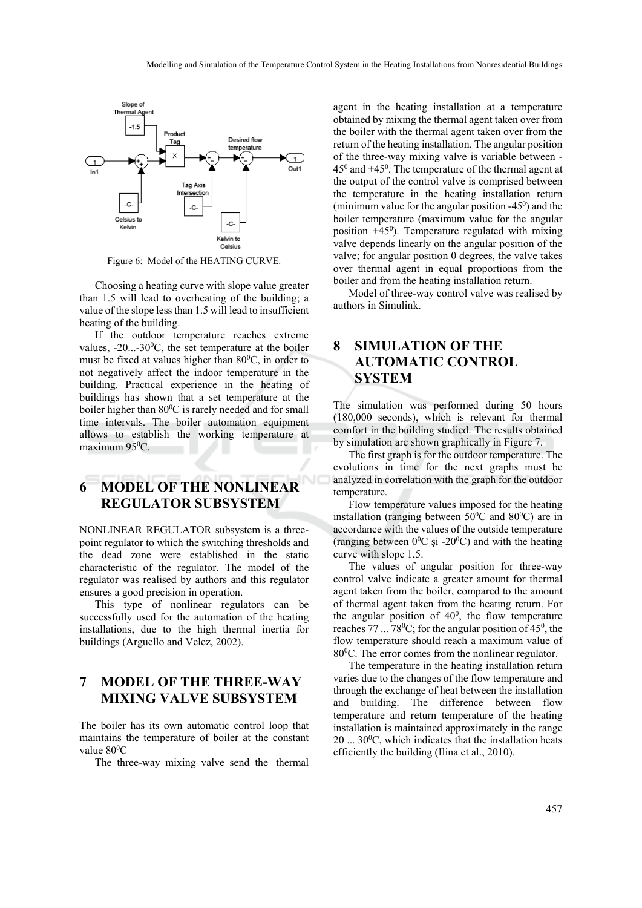Figure 6: Model of the HEATING CURVE.

Choosing a heating curve with slope value greater than 1.5 will lead to overheating of the building; a value of the slope less than 1.5 will lead to insufficient heating of the building.

If the outdoor temperature reaches extreme values, -20...-30$^0$C, the set temperature at the boiler must be fixed at values higher than 80$^0$C, in order to not negatively affect the indoor temperature in the building. Practical experience in the heating of buildings has shown that a set temperature at the boiler higher than 80$^0$C is rarely needed and for small time intervals. The boiler automation equipment allows to establish the working temperature at maximum 95$^0$C.

## 6 MODEL OF THE NONLINEAR REGULATOR SUBSYSTEM

NONLINEAR REGULATOR subsystem is a three-point regulator to which the switching thresholds and the dead zone were established in the static characteristic of the regulator. The model of the regulator was realised by authors and this regulator ensures a good precision in operation.

This type of nonlinear regulators can be successfully used for the automation of the heating installations, due to the high thermal inertia for buildings (Arguello and Velez, 2002).

## 7 MODEL OF THE THREE-WAY MIXING VALVE SUBSYSTEM

The boiler has its own automatic control loop that maintains the temperature of boiler at the constant value 80$^0$C

The three-way mixing valve send the thermal agent in the heating installation at a temperature obtained by mixing the thermal agent taken over from the boiler with the thermal agent taken over from the return of the heating installation. The angular position of the three-way mixing valve is variable between -45$^0$ and +45$^0$. The temperature of the thermal agent at the output of the control valve is comprised between the temperature in the heating installation return (minimum value for the angular position -45$^0$) and the boiler temperature (maximum value for the angular position +45$^0$). Temperature regulated with mixing valve depends linearly on the angular position of the valve; for angular position 0 degrees, the valve takes over thermal agent in equal proportions from the boiler and from the heating installation return.

Model of three-way control valve was realised by authors in Simulink.

## 8 SIMULATION OF THE AUTOMATIC CONTROL SYSTEM

The simulation was performed during 50 hours (180,000 seconds), which is relevant for thermal comfort in the building studied. The results obtained by simulation are shown graphically in Figure 7.

The first graph is for the outdoor temperature. The evolutions in time for the next graphs must be analyzed in correlation with the graph for the outdoor temperature.

Flow temperature values imposed for the heating installation (ranging between 50$^0$C and 80$^0$C) are in accordance with the values of the outside temperature (ranging between 0$^0$C și -20$^0$C) and with the heating curve with slope 1,5.

The values of angular position for three-way control valve indicate a greater amount for thermal agent taken from the boiler, compared to the amount of thermal agent taken from the heating return. For the angular position of 40$^0$, the flow temperature reaches 77 ... 78$^0$C; for the angular position of 45$^0$, the flow temperature should reach a maximum value of 80$^0$C. The error comes from the nonlinear regulator.

The temperature in the heating installation return varies due to the changes of the flow temperature and through the exchange of heat between the installation and building. The difference between flow temperature and return temperature of the heating installation is maintained approximately in the range 20 ... 30$^0$C, which indicates that the installation heats efficiently the building (Ilina et al., 2010).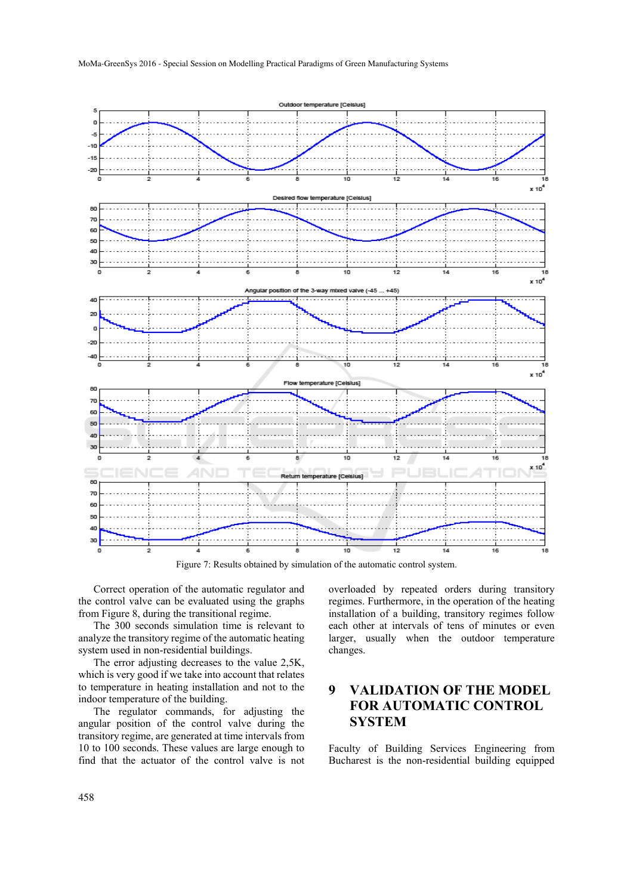Figure 7: Results obtained by simulation of the automatic control system.

Correct operation of the automatic regulator and the control valve can be evaluated using the graphs from Figure 8, during the transitional regime.

The 300 seconds simulation time is relevant to analyze the transitory regime of the automatic heating system used in non-residential buildings.

The error adjusting decreases to the value 2,5K, which is very good if we take into account that relates to temperature in heating installation and not to the indoor temperature of the building.

The regulator commands, for adjusting the angular position of the control valve during the transitory regime, are generated at time intervals from 10 to 100 seconds. These values are large enough to find that the actuator of the control valve is not overloaded by repeated orders during transitory regimes. Furthermore, in the operation of the heating installation of a building, transitory regimes follow each other at intervals of tens of minutes or even larger, usually when the outdoor temperature changes.

## 9 VALIDATION OF THE MODEL FOR AUTOMATIC CONTROL SYSTEM

Faculty of Building Services Engineering from Bucharest is the non-residential building equipped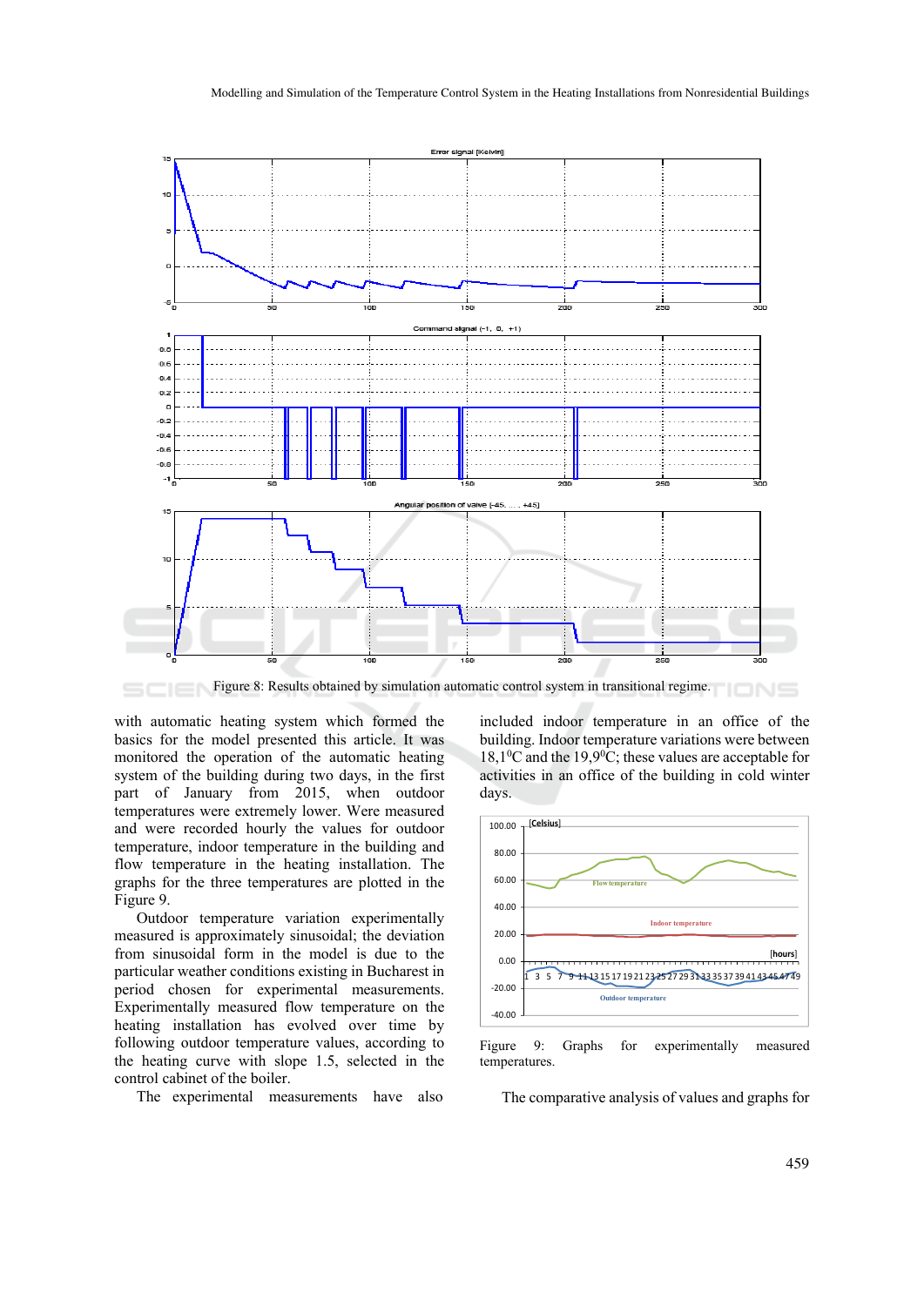Figure 8: Results obtained by simulation automatic control system in transitional regime.

with automatic heating system which formed the basics for the model presented this article. It was monitored the operation of the automatic heating system of the building during two days, in the first part of January from 2015, when outdoor temperatures were extremely lower. Were measured and were recorded hourly the values for outdoor temperature, indoor temperature in the building and flow temperature in the heating installation. The graphs for the three temperatures are plotted in the Figure 9.

Outdoor temperature variation experimentally measured is approximately sinusoidal; the deviation from sinusoidal form in the model is due to the particular weather conditions existing in Bucharest in period chosen for experimental measurements. Experimentally measured flow temperature on the heating installation has evolved over time by following outdoor temperature values, according to the heating curve with slope 1.5, selected in the control cabinet of the boiler.

The experimental measurements have also included indoor temperature in an office of the building. Indoor temperature variations were between 18,1$^0$C and the 19,9$^0$C; these values are acceptable for activities in an office of the building in cold winter days.

Figure 9: Graphs for experimentally measured temperatures.

The comparative analysis of values and graphs for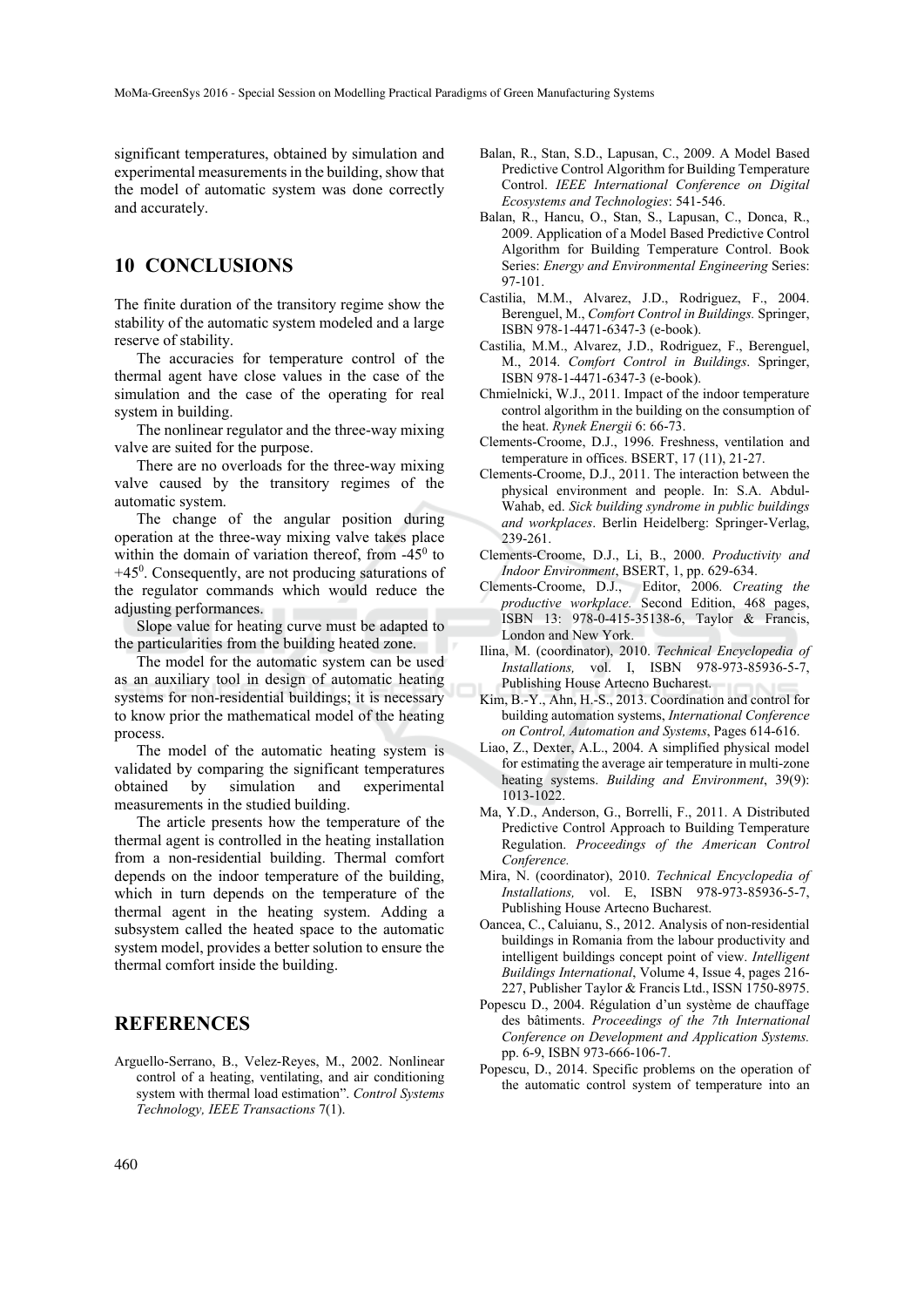significant temperatures, obtained by simulation and experimental measurements in the building, show that the model of automatic system was done correctly and accurately.

## 10 CONCLUSIONS

The finite duration of the transitory regime show the stability of the automatic system modeled and a large reserve of stability.

The accuracies for temperature control of the thermal agent have close values in the case of the simulation and the case of the operating for real system in building.

The nonlinear regulator and the three-way mixing valve are suited for the purpose.

There are no overloads for the three-way mixing valve caused by the transitory regimes of the automatic system.

The change of the angular position during operation at the three-way mixing valve takes place within the domain of variation thereof, from $-45^0$ to $+45^0$. Consequently, are not producing saturations of the regulator commands which would reduce the adjusting performances.

Slope value for heating curve must be adapted to the particularities from the building heated zone.

The model for the automatic system can be used as an auxiliary tool in design of automatic heating systems for non-residential buildings; it is necessary to know prior the mathematical model of the heating process.

The model of the automatic heating system is validated by comparing the significant temperatures obtained by simulation and experimental measurements in the studied building.

The article presents how the temperature of the thermal agent is controlled in the heating installation from a non-residential building. Thermal comfort depends on the indoor temperature of the building, which in turn depends on the temperature of the thermal agent in the heating system. Adding a subsystem called the heated space to the automatic system model, provides a better solution to ensure the thermal comfort inside the building.

## REFERENCES

Arguello-Serrano, B., Velez-Reyes, M., 2002. Nonlinear control of a heating, ventilating, and air conditioning system with thermal load estimation". *Control Systems Technology, IEEE Transactions* 7(1).

Balan, R., Stan, S.D., Lapusan, C., 2009. A Model Based Predictive Control Algorithm for Building Temperature Control. *IEEE International Conference on Digital Ecosystems and Technologies*: 541-546.

Balan, R., Hancu, O., Stan, S., Lapusan, C., Donca, R., 2009. Application of a Model Based Predictive Control Algorithm for Building Temperature Control. Book Series: *Energy and Environmental Engineering* Series: 97-101.

Castilia, M.M., Alvarez, J.D., Rodriguez, F., 2004. Berenguel, M., *Comfort Control in Buildings.* Springer, ISBN 978-1-4471-6347-3 (e-book).

Castilia, M.M., Alvarez, J.D., Rodriguez, F., Berenguel, M., 2014. *Comfort Control in Buildings*. Springer, ISBN 978-1-4471-6347-3 (e-book).

Chmielnicki, W.J., 2011. Impact of the indoor temperature control algorithm in the building on the consumption of the heat. *Rynek Energii* 6: 66-73.

Clements-Croome, D.J., 1996. Freshness, ventilation and temperature in offices. BSERT, 17 (11), 21-27.

Clements-Croome, D.J., 2011. The interaction between the physical environment and people. In: S.A. Abdul-Wahab, ed. *Sick building syndrome in public buildings and workplaces*. Berlin Heidelberg: Springer-Verlag, 239-261.

Clements-Croome, D.J., Li, B., 2000. *Productivity and Indoor Environment*, BSERT, 1, pp. 629-634.

Clements-Croome, D.J., Editor, 2006. *Creating the productive workplace.* Second Edition, 468 pages, ISBN 13: 978-0-415-35138-6, Taylor & Francis, London and New York.

Ilina, M. (coordinator), 2010. *Technical Encyclopedia of Installations,* vol. I, ISBN 978-973-85936-5-7, Publishing House Artecno Bucharest.

Kim, B.-Y., Ahn, H.-S., 2013. Coordination and control for building automation systems, *International Conference on Control, Automation and Systems*, Pages 614-616.

Liao, Z., Dexter, A.L., 2004. A simplified physical model for estimating the average air temperature in multi-zone heating systems. *Building and Environment*, 39(9): 1013-1022.

Ma, Y.D., Anderson, G., Borrelli, F., 2011. A Distributed Predictive Control Approach to Building Temperature Regulation. *Proceedings of the American Control Conference.*

Mira, N. (coordinator), 2010. *Technical Encyclopedia of Installations,* vol. E, ISBN 978-973-85936-5-7, Publishing House Artecno Bucharest.

Oancea, C., Caluianu, S., 2012. Analysis of non-residential buildings in Romania from the labour productivity and intelligent buildings concept point of view. *Intelligent Buildings International*, Volume 4, Issue 4, pages 216-227, Publisher Taylor & Francis Ltd., ISSN 1750-8975.

Popescu D., 2004. Régulation d'un système de chauffage des bâtiments. *Proceedings of the 7th International Conference on Development and Application Systems.* pp. 6-9, ISBN 973-666-106-7.

Popescu, D., 2014. Specific problems on the operation of the automatic control system of temperature into an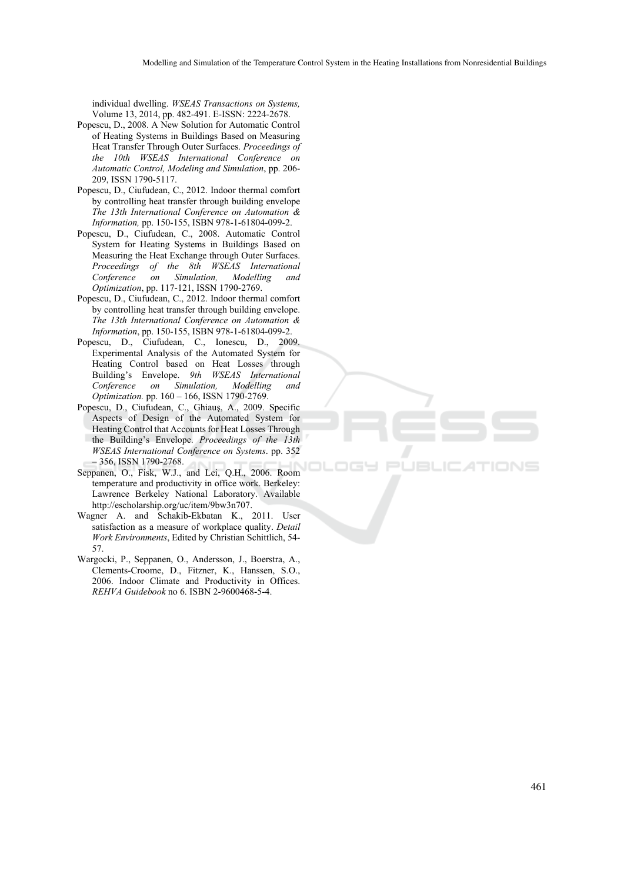individual dwelling. *WSEAS Transactions on Systems,* Volume 13, 2014, pp. 482-491. E-ISSN: 2224-2678.

Popescu, D., 2008. A New Solution for Automatic Control of Heating Systems in Buildings Based on Measuring Heat Transfer Through Outer Surfaces. *Proceedings of the 10th WSEAS International Conference on Automatic Control, Modeling and Simulation*, pp. 206-209, ISSN 1790-5117.

Popescu, D., Ciufudean, C., 2012. Indoor thermal comfort by controlling heat transfer through building envelope *The 13th International Conference on Automation & Information,* pp. 150-155, ISBN 978-1-61804-099-2.

Popescu, D., Ciufudean, C., 2008. Automatic Control System for Heating Systems in Buildings Based on Measuring the Heat Exchange through Outer Surfaces. *Proceedings of the 8th WSEAS International Conference on Simulation, Modelling and Optimization*, pp. 117-121, ISSN 1790-2769.

Popescu, D., Ciufudean, C., 2012. Indoor thermal comfort by controlling heat transfer through building envelope. *The 13th International Conference on Automation & Information*, pp. 150-155, ISBN 978-1-61804-099-2.

Popescu, D., Ciufudean, C., Ionescu, D., 2009. Experimental Analysis of the Automated System for Heating Control based on Heat Losses through Building's Envelope. *9th WSEAS International Conference on Simulation, Modelling and Optimization.* pp. 160 – 166, ISSN 1790-2769.

Popescu, D., Ciufudean, C., Ghiauș, A., 2009. Specific Aspects of Design of the Automated System for Heating Control that Accounts for Heat Losses Through the Building's Envelope. *Proceedings of the 13th WSEAS International Conference on Systems*. pp. 352 – 356, ISSN 1790-2768.

Seppanen, O., Fisk, W.J., and Lei, Q.H., 2006. Room temperature and productivity in office work. Berkeley: Lawrence Berkeley National Laboratory. Available http://escholarship.org/uc/item/9bw3n707.

Wagner A. and Schakib-Ekbatan K., 2011. User satisfaction as a measure of workplace quality. *Detail Work Environments*, Edited by Christian Schittlich, 54-57.

Wargocki, P., Seppanen, O., Andersson, J., Boerstra, A., Clements-Croome, D., Fitzner, K., Hanssen, S.O., 2006. Indoor Climate and Productivity in Offices. *REHVA Guidebook* no 6. ISBN 2-9600468-5-4.